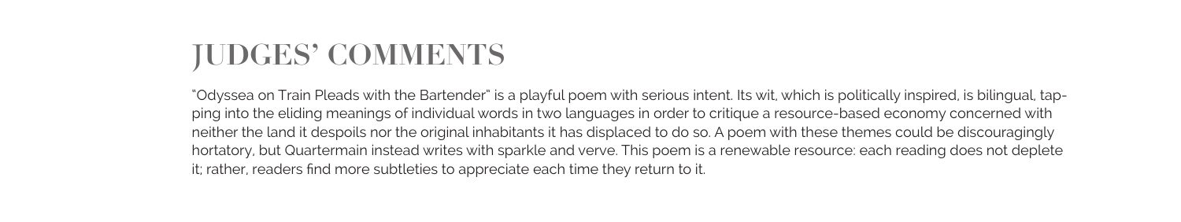# JUDGES' COMMENTS

"Odyssea on Train Pleads with the Bartender" is a playful poem with serious intent. Its wit, which is politically inspired, is bilingual, tapping into the eliding meanings of individual words in two languages in order to critique a resource-based economy concerned with neither the land it despoils nor the original inhabitants it has displaced to do so. A poem with these themes could be discouragingly hortatory, but Quartermain instead writes with sparkle and verve. This poem is a renewable resource: each reading does not deplete it; rather, readers find more subtleties to appreciate each time they return to it.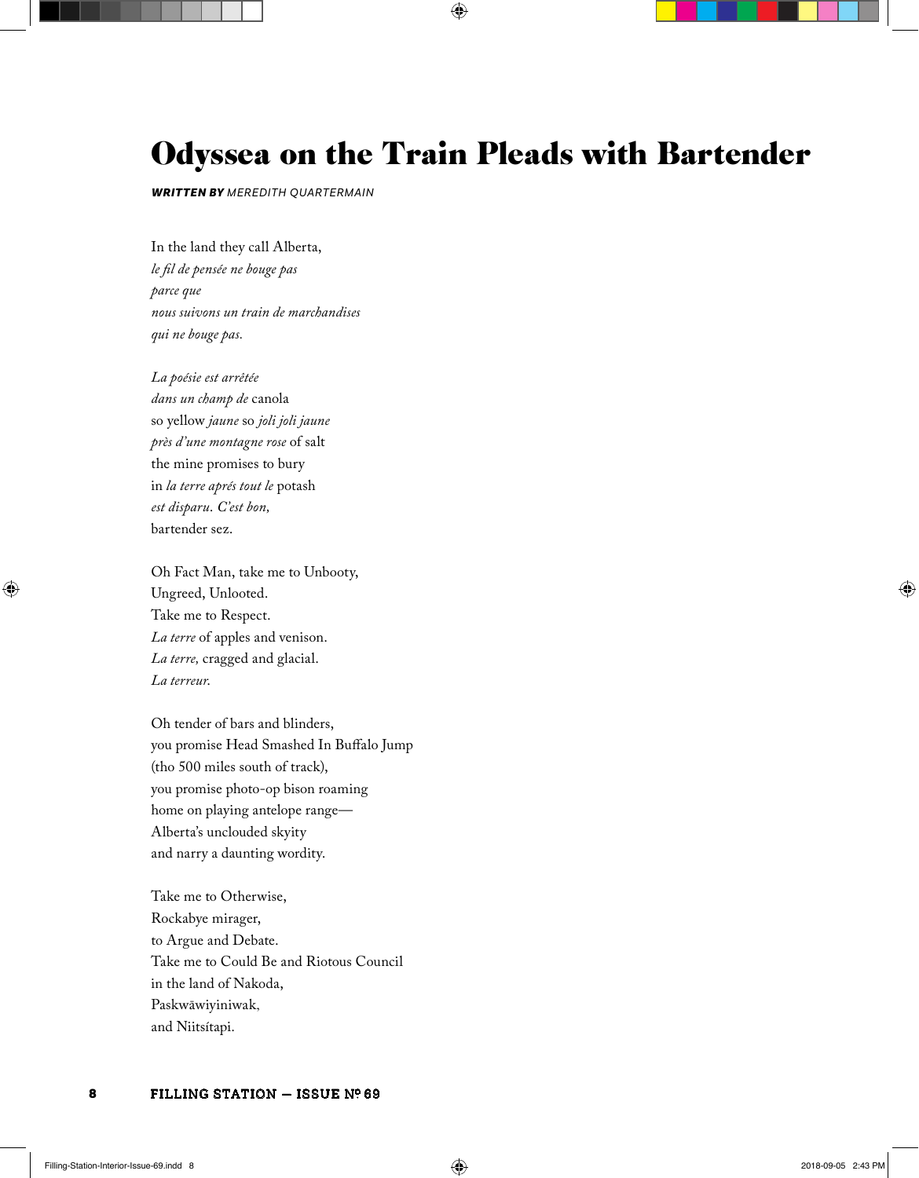# Odyssea on the Train Pleads with Bartender

***WRITTEN BY*** *MEREDITH QUARTERMAIN*

In the land they call Alberta,  
*le fil de pensée ne bouge pas*  
*parce que*  
*nous suivons un train de marchandises*  
*qui ne bouge pas.*

*La poésie est arrêtée*  
*dans un champ de* canola  
so yellow *jaune* so *joli joli jaune*  
*près d'une montagne rose* of salt  
the mine promises to bury  
in *la terre aprés tout le* potash  
*est disparu. C'est bon,*  
bartender sez.

Oh Fact Man, take me to Unbooty,  
Ungreed, Unlooted.  
Take me to Respect.  
*La terre* of apples and venison.  
*La terre,* cragged and glacial.  
*La terreur.*

Oh tender of bars and blinders,  
you promise Head Smashed In Buffalo Jump  
(tho 500 miles south of track),  
you promise photo-op bison roaming  
home on playing antelope range—  
Alberta's unclouded skyity  
and narry a daunting wordity.

Take me to Otherwise,  
Rockabye mirager,  
to Argue and Debate.  
Take me to Could Be and Riotous Council  
in the land of Nakoda,  
Paskwāwiyiniwak,  
and Niitsítapi.